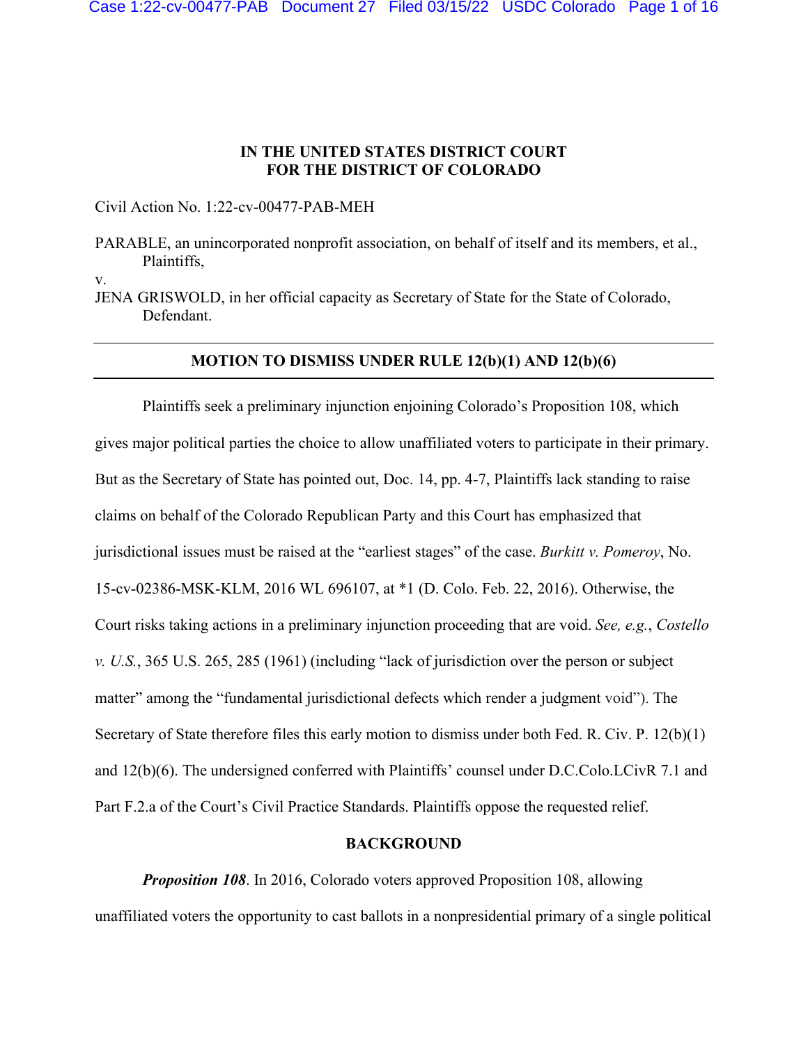**IN THE UNITED STATES DISTRICT COURT**
**FOR THE DISTRICT OF COLORADO**

Civil Action No. 1:22-cv-00477-PAB-MEH

PARABLE, an unincorporated nonprofit association, on behalf of itself and its members, et al.,
Plaintiffs,

v.

JENA GRISWOLD, in her official capacity as Secretary of State for the State of Colorado,
Defendant.

---

**MOTION TO DISMISS UNDER RULE 12(b)(1) AND 12(b)(6)**

---

Plaintiffs seek a preliminary injunction enjoining Colorado's Proposition 108, which gives major political parties the choice to allow unaffiliated voters to participate in their primary. But as the Secretary of State has pointed out, Doc. 14, pp. 4-7, Plaintiffs lack standing to raise claims on behalf of the Colorado Republican Party and this Court has emphasized that jurisdictional issues must be raised at the "earliest stages" of the case. *Burkitt v. Pomeroy*, No. 15-cv-02386-MSK-KLM, 2016 WL 696107, at *1 (D. Colo. Feb. 22, 2016). Otherwise, the Court risks taking actions in a preliminary injunction proceeding that are void. *See, e.g.*, *Costello v. U.S.*, 365 U.S. 265, 285 (1961) (including "lack of jurisdiction over the person or subject matter" among the "fundamental jurisdictional defects which render a judgment void"). The Secretary of State therefore files this early motion to dismiss under both Fed. R. Civ. P. 12(b)(1) and 12(b)(6). The undersigned conferred with Plaintiffs' counsel under D.C.Colo.LCivR 7.1 and Part F.2.a of the Court's Civil Practice Standards. Plaintiffs oppose the requested relief.

**BACKGROUND**

***Proposition 108***. In 2016, Colorado voters approved Proposition 108, allowing unaffiliated voters the opportunity to cast ballots in a nonpresidential primary of a single political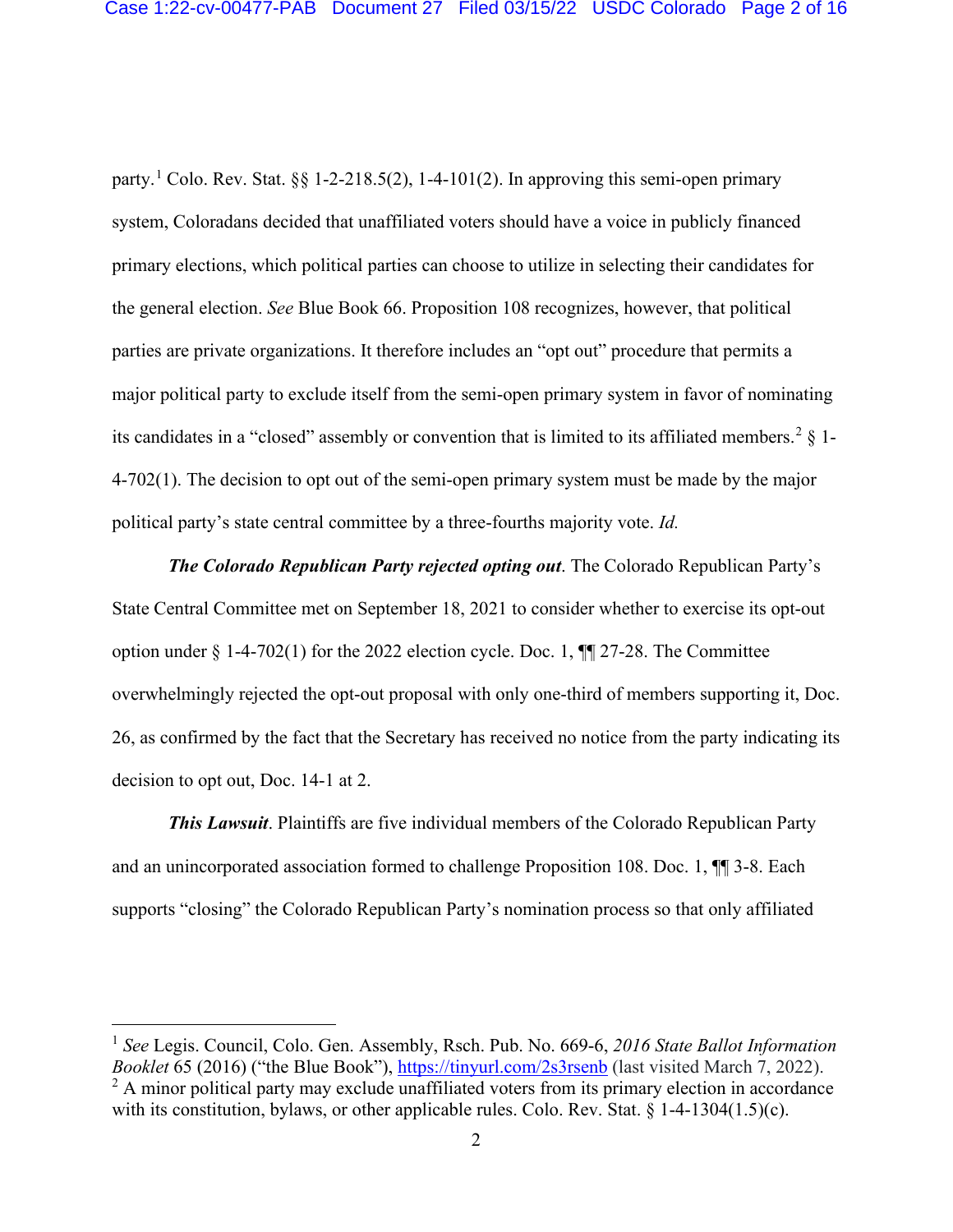party.[1] Colo. Rev. Stat. §§ 1-2-218.5(2), 1-4-101(2). In approving this semi-open primary system, Coloradans decided that unaffiliated voters should have a voice in publicly financed primary elections, which political parties can choose to utilize in selecting their candidates for the general election. *See* Blue Book 66. Proposition 108 recognizes, however, that political parties are private organizations. It therefore includes an "opt out" procedure that permits a major political party to exclude itself from the semi-open primary system in favor of nominating its candidates in a "closed" assembly or convention that is limited to its affiliated members.[2] § 1-4-702(1). The decision to opt out of the semi-open primary system must be made by the major political party's state central committee by a three-fourths majority vote. *Id.*

***The Colorado Republican Party rejected opting out***. The Colorado Republican Party's State Central Committee met on September 18, 2021 to consider whether to exercise its opt-out option under § 1-4-702(1) for the 2022 election cycle. Doc. 1, ¶¶ 27-28. The Committee overwhelmingly rejected the opt-out proposal with only one-third of members supporting it, Doc. 26, as confirmed by the fact that the Secretary has received no notice from the party indicating its decision to opt out, Doc. 14-1 at 2.

***This Lawsuit***. Plaintiffs are five individual members of the Colorado Republican Party and an unincorporated association formed to challenge Proposition 108. Doc. 1, ¶¶ 3-8. Each supports "closing" the Colorado Republican Party's nomination process so that only affiliated

---

[1] *See* Legis. Council, Colo. Gen. Assembly, Rsch. Pub. No. 669-6, *2016 State Ballot Information Booklet* 65 (2016) ("the Blue Book"), https://tinyurl.com/2s3rsenb (last visited March 7, 2022).

[2] A minor political party may exclude unaffiliated voters from its primary election in accordance with its constitution, bylaws, or other applicable rules. Colo. Rev. Stat. § 1-4-1304(1.5)(c).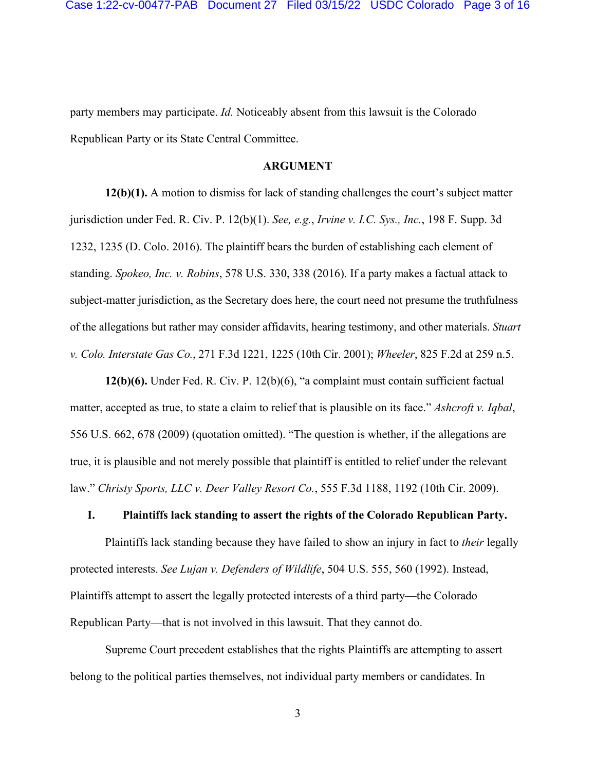party members may participate. *Id.* Noticeably absent from this lawsuit is the Colorado Republican Party or its State Central Committee.

## ARGUMENT

**12(b)(1).** A motion to dismiss for lack of standing challenges the court's subject matter jurisdiction under Fed. R. Civ. P. 12(b)(1). *See, e.g.*, *Irvine v. I.C. Sys., Inc.*, 198 F. Supp. 3d 1232, 1235 (D. Colo. 2016). The plaintiff bears the burden of establishing each element of standing. *Spokeo, Inc. v. Robins*, 578 U.S. 330, 338 (2016). If a party makes a factual attack to subject-matter jurisdiction, as the Secretary does here, the court need not presume the truthfulness of the allegations but rather may consider affidavits, hearing testimony, and other materials. *Stuart v. Colo. Interstate Gas Co.*, 271 F.3d 1221, 1225 (10th Cir. 2001); *Wheeler*, 825 F.2d at 259 n.5.

**12(b)(6).** Under Fed. R. Civ. P. 12(b)(6), "a complaint must contain sufficient factual matter, accepted as true, to state a claim to relief that is plausible on its face." *Ashcroft v. Iqbal*, 556 U.S. 662, 678 (2009) (quotation omitted). "The question is whether, if the allegations are true, it is plausible and not merely possible that plaintiff is entitled to relief under the relevant law." *Christy Sports, LLC v. Deer Valley Resort Co.*, 555 F.3d 1188, 1192 (10th Cir. 2009).

### I. Plaintiffs lack standing to assert the rights of the Colorado Republican Party.

Plaintiffs lack standing because they have failed to show an injury in fact to *their* legally protected interests. *See Lujan v. Defenders of Wildlife*, 504 U.S. 555, 560 (1992). Instead, Plaintiffs attempt to assert the legally protected interests of a third party—the Colorado Republican Party—that is not involved in this lawsuit. That they cannot do.

Supreme Court precedent establishes that the rights Plaintiffs are attempting to assert belong to the political parties themselves, not individual party members or candidates. In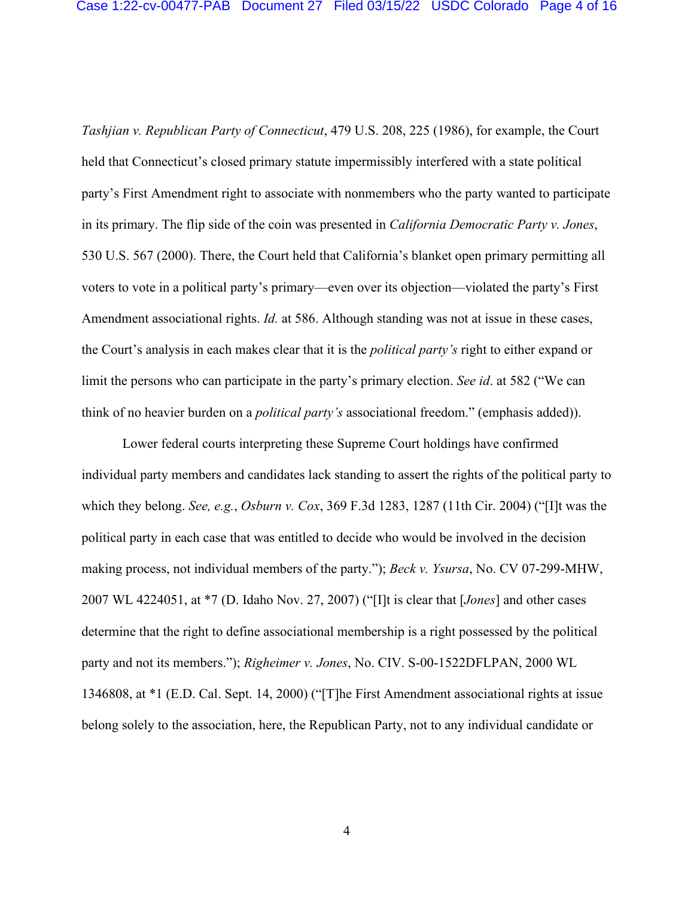*Tashjian v. Republican Party of Connecticut*, 479 U.S. 208, 225 (1986), for example, the Court held that Connecticut's closed primary statute impermissibly interfered with a state political party's First Amendment right to associate with nonmembers who the party wanted to participate in its primary. The flip side of the coin was presented in *California Democratic Party v. Jones*, 530 U.S. 567 (2000). There, the Court held that California's blanket open primary permitting all voters to vote in a political party's primary—even over its objection—violated the party's First Amendment associational rights. *Id.* at 586. Although standing was not at issue in these cases, the Court's analysis in each makes clear that it is the *political party's* right to either expand or limit the persons who can participate in the party's primary election. *See id*. at 582 ("We can think of no heavier burden on a *political party's* associational freedom." (emphasis added)).

Lower federal courts interpreting these Supreme Court holdings have confirmed individual party members and candidates lack standing to assert the rights of the political party to which they belong. *See, e.g.*, *Osburn v. Cox*, 369 F.3d 1283, 1287 (11th Cir. 2004) ("[I]t was the political party in each case that was entitled to decide who would be involved in the decision making process, not individual members of the party."); *Beck v. Ysursa*, No. CV 07-299-MHW, 2007 WL 4224051, at *7 (D. Idaho Nov. 27, 2007) ("[I]t is clear that [*Jones*] and other cases determine that the right to define associational membership is a right possessed by the political party and not its members."); *Righeimer v. Jones*, No. CIV. S-00-1522DFLPAN, 2000 WL 1346808, at *1 (E.D. Cal. Sept. 14, 2000) ("[T]he First Amendment associational rights at issue belong solely to the association, here, the Republican Party, not to any individual candidate or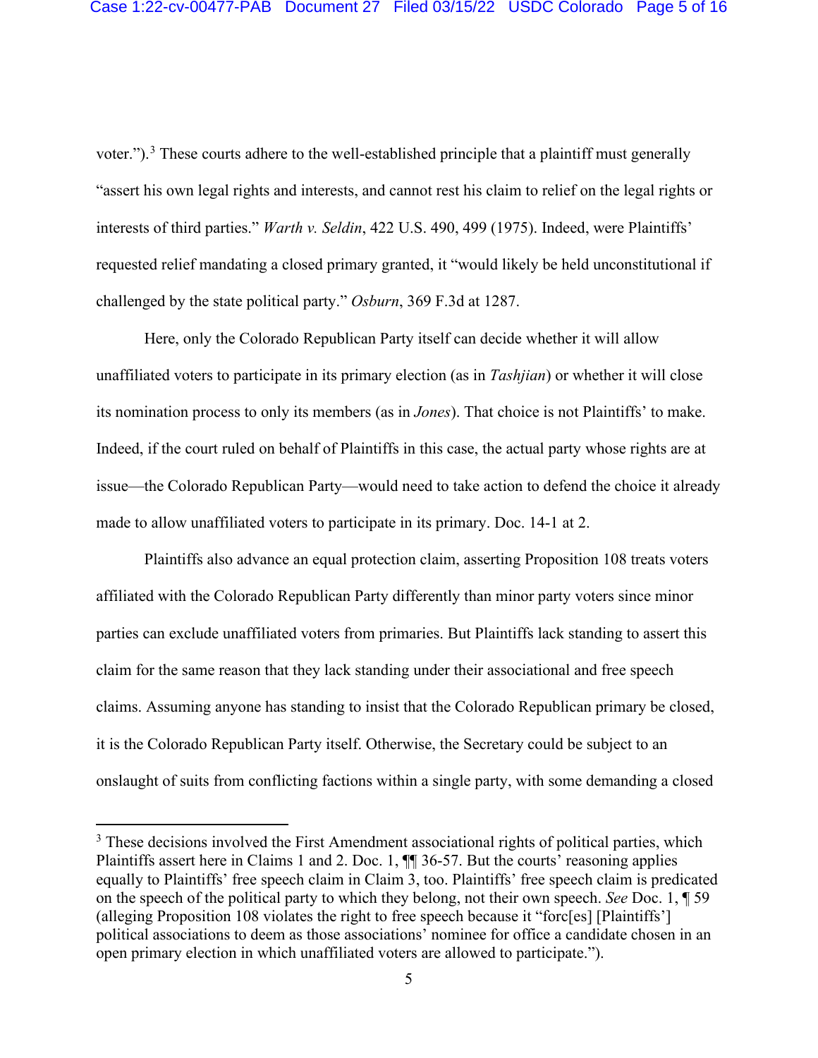voter.").[3] These courts adhere to the well-established principle that a plaintiff must generally "assert his own legal rights and interests, and cannot rest his claim to relief on the legal rights or interests of third parties." *Warth v. Seldin*, 422 U.S. 490, 499 (1975). Indeed, were Plaintiffs' requested relief mandating a closed primary granted, it "would likely be held unconstitutional if challenged by the state political party." *Osburn*, 369 F.3d at 1287.

Here, only the Colorado Republican Party itself can decide whether it will allow unaffiliated voters to participate in its primary election (as in *Tashjian*) or whether it will close its nomination process to only its members (as in *Jones*). That choice is not Plaintiffs' to make. Indeed, if the court ruled on behalf of Plaintiffs in this case, the actual party whose rights are at issue—the Colorado Republican Party—would need to take action to defend the choice it already made to allow unaffiliated voters to participate in its primary. Doc. 14-1 at 2.

Plaintiffs also advance an equal protection claim, asserting Proposition 108 treats voters affiliated with the Colorado Republican Party differently than minor party voters since minor parties can exclude unaffiliated voters from primaries. But Plaintiffs lack standing to assert this claim for the same reason that they lack standing under their associational and free speech claims. Assuming anyone has standing to insist that the Colorado Republican primary be closed, it is the Colorado Republican Party itself. Otherwise, the Secretary could be subject to an onslaught of suits from conflicting factions within a single party, with some demanding a closed

---

[3] These decisions involved the First Amendment associational rights of political parties, which Plaintiffs assert here in Claims 1 and 2. Doc. 1, ¶¶ 36-57. But the courts' reasoning applies equally to Plaintiffs' free speech claim in Claim 3, too. Plaintiffs' free speech claim is predicated on the speech of the political party to which they belong, not their own speech. *See* Doc. 1, ¶ 59 (alleging Proposition 108 violates the right to free speech because it "forc[es] [Plaintiffs'] political associations to deem as those associations' nominee for office a candidate chosen in an open primary election in which unaffiliated voters are allowed to participate.").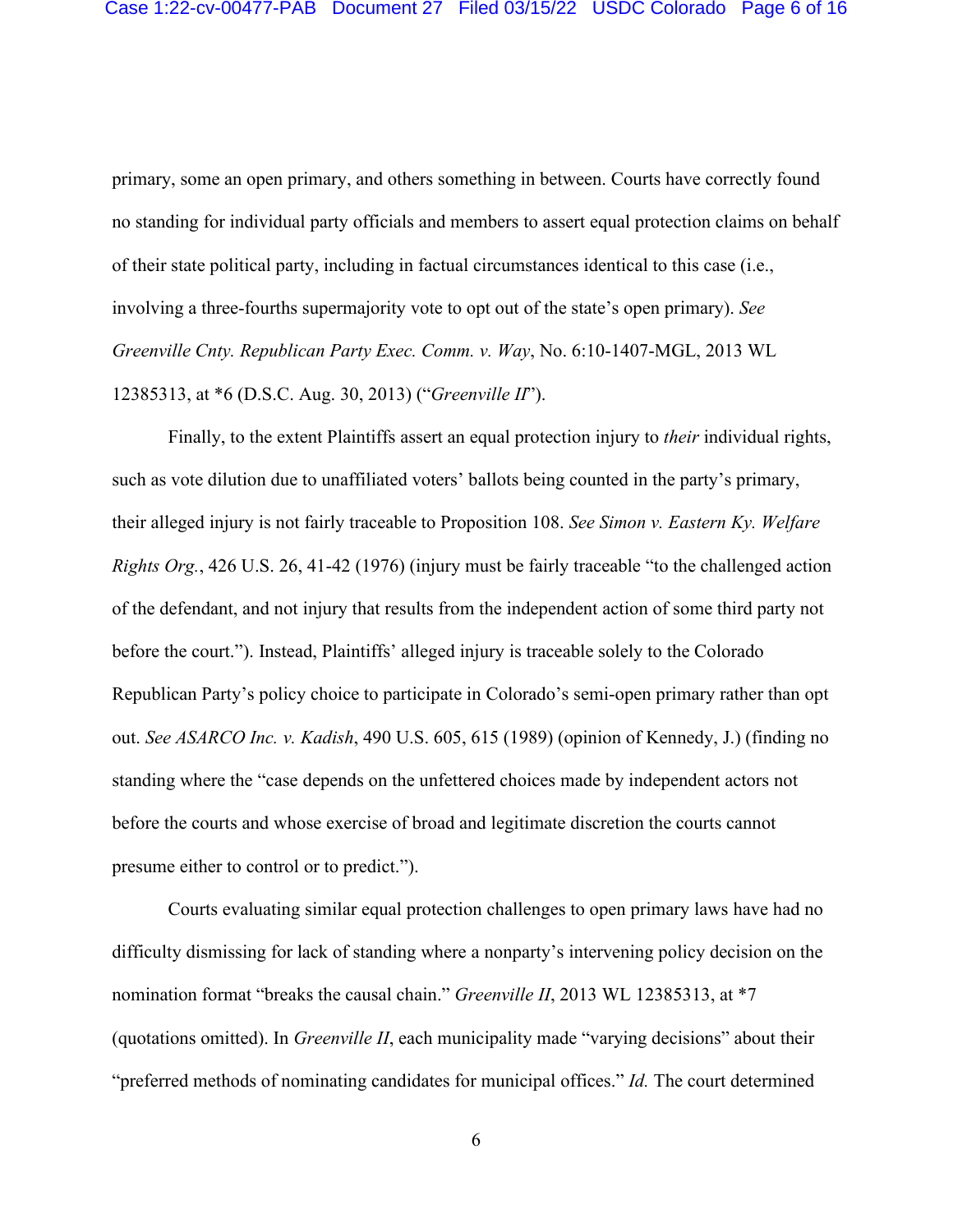primary, some an open primary, and others something in between. Courts have correctly found no standing for individual party officials and members to assert equal protection claims on behalf of their state political party, including in factual circumstances identical to this case (i.e., involving a three-fourths supermajority vote to opt out of the state's open primary). *See Greenville Cnty. Republican Party Exec. Comm. v. Way*, No. 6:10-1407-MGL, 2013 WL 12385313, at *6 (D.S.C. Aug. 30, 2013) ("*Greenville II*").

Finally, to the extent Plaintiffs assert an equal protection injury to *their* individual rights, such as vote dilution due to unaffiliated voters' ballots being counted in the party's primary, their alleged injury is not fairly traceable to Proposition 108. *See Simon v. Eastern Ky. Welfare Rights Org.*, 426 U.S. 26, 41-42 (1976) (injury must be fairly traceable "to the challenged action of the defendant, and not injury that results from the independent action of some third party not before the court."). Instead, Plaintiffs' alleged injury is traceable solely to the Colorado Republican Party's policy choice to participate in Colorado's semi-open primary rather than opt out. *See ASARCO Inc. v. Kadish*, 490 U.S. 605, 615 (1989) (opinion of Kennedy, J.) (finding no standing where the "case depends on the unfettered choices made by independent actors not before the courts and whose exercise of broad and legitimate discretion the courts cannot presume either to control or to predict.").

Courts evaluating similar equal protection challenges to open primary laws have had no difficulty dismissing for lack of standing where a nonparty's intervening policy decision on the nomination format "breaks the causal chain." *Greenville II*, 2013 WL 12385313, at *7 (quotations omitted). In *Greenville II*, each municipality made "varying decisions" about their "preferred methods of nominating candidates for municipal offices." *Id.* The court determined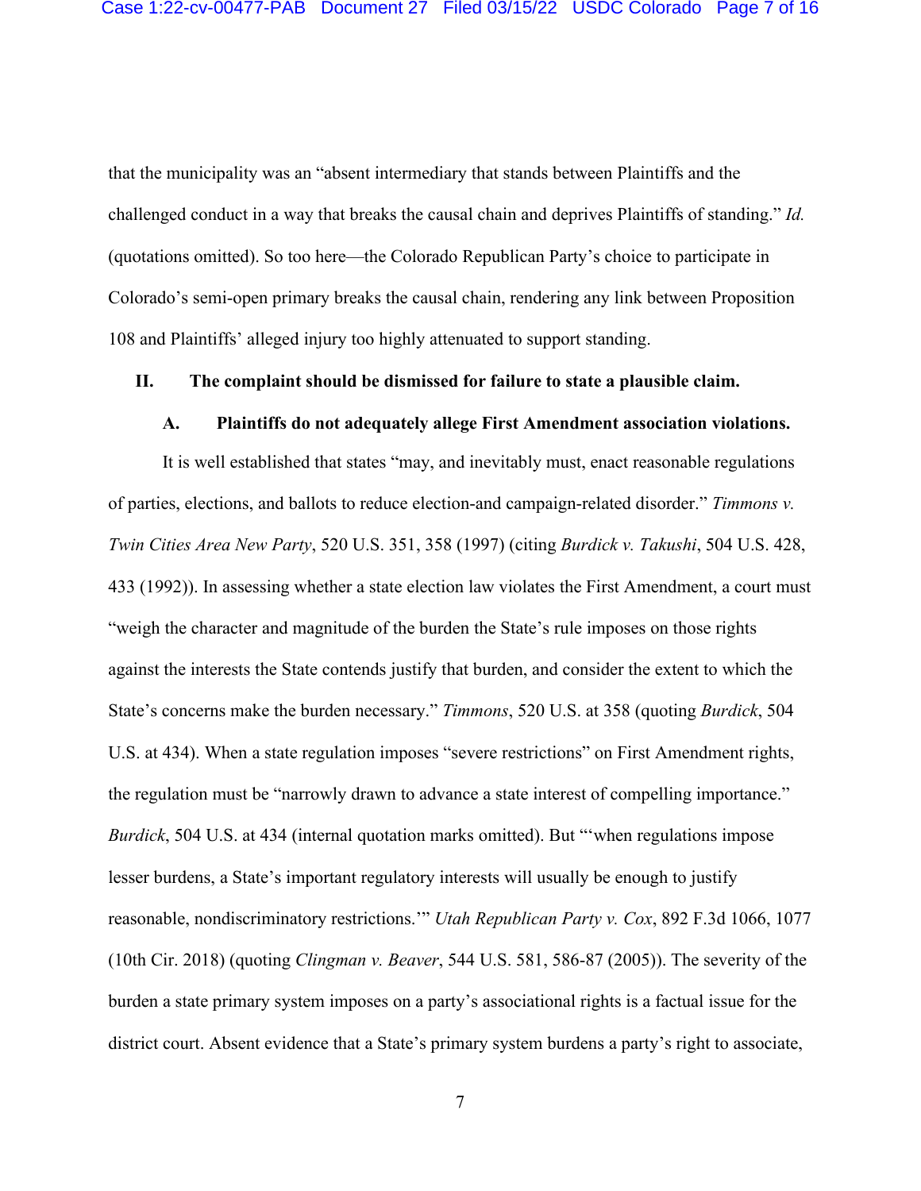that the municipality was an "absent intermediary that stands between Plaintiffs and the challenged conduct in a way that breaks the causal chain and deprives Plaintiffs of standing." *Id.* (quotations omitted). So too here—the Colorado Republican Party's choice to participate in Colorado's semi-open primary breaks the causal chain, rendering any link between Proposition 108 and Plaintiffs' alleged injury too highly attenuated to support standing.

## II. The complaint should be dismissed for failure to state a plausible claim.

### A. Plaintiffs do not adequately allege First Amendment association violations.

It is well established that states "may, and inevitably must, enact reasonable regulations of parties, elections, and ballots to reduce election-and campaign-related disorder." *Timmons v. Twin Cities Area New Party*, 520 U.S. 351, 358 (1997) (citing *Burdick v. Takushi*, 504 U.S. 428, 433 (1992)). In assessing whether a state election law violates the First Amendment, a court must "weigh the character and magnitude of the burden the State's rule imposes on those rights against the interests the State contends justify that burden, and consider the extent to which the State's concerns make the burden necessary." *Timmons*, 520 U.S. at 358 (quoting *Burdick*, 504 U.S. at 434). When a state regulation imposes "severe restrictions" on First Amendment rights, the regulation must be "narrowly drawn to advance a state interest of compelling importance." *Burdick*, 504 U.S. at 434 (internal quotation marks omitted). But "'when regulations impose lesser burdens, a State's important regulatory interests will usually be enough to justify reasonable, nondiscriminatory restrictions.'" *Utah Republican Party v. Cox*, 892 F.3d 1066, 1077 (10th Cir. 2018) (quoting *Clingman v. Beaver*, 544 U.S. 581, 586-87 (2005)). The severity of the burden a state primary system imposes on a party's associational rights is a factual issue for the district court. Absent evidence that a State's primary system burdens a party's right to associate,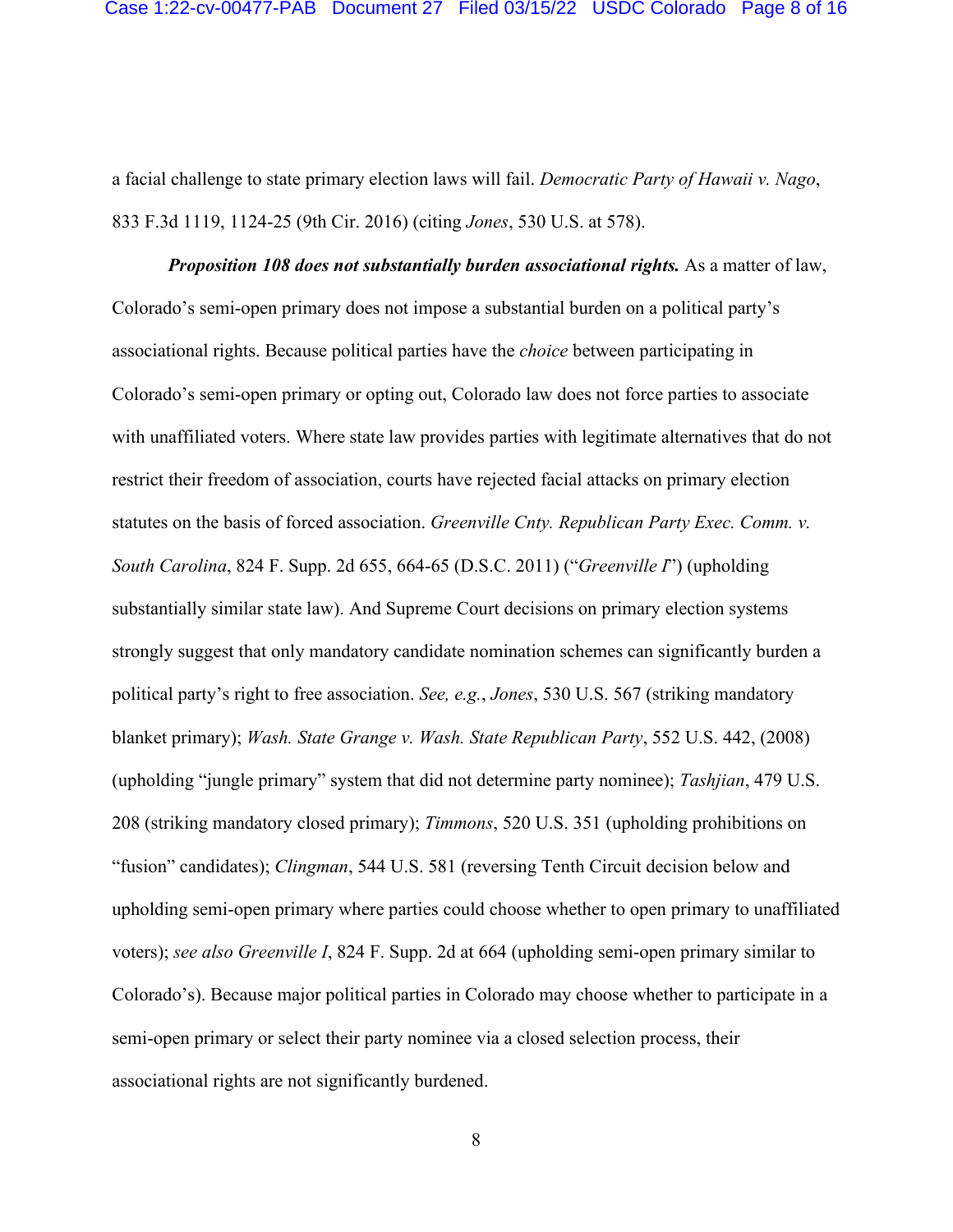a facial challenge to state primary election laws will fail. *Democratic Party of Hawaii v. Nago*, 833 F.3d 1119, 1124-25 (9th Cir. 2016) (citing *Jones*, 530 U.S. at 578).

***Proposition 108 does not substantially burden associational rights.*** As a matter of law, Colorado's semi-open primary does not impose a substantial burden on a political party's associational rights. Because political parties have the *choice* between participating in Colorado's semi-open primary or opting out, Colorado law does not force parties to associate with unaffiliated voters. Where state law provides parties with legitimate alternatives that do not restrict their freedom of association, courts have rejected facial attacks on primary election statutes on the basis of forced association. *Greenville Cnty. Republican Party Exec. Comm. v. South Carolina*, 824 F. Supp. 2d 655, 664-65 (D.S.C. 2011) ("*Greenville I*") (upholding substantially similar state law). And Supreme Court decisions on primary election systems strongly suggest that only mandatory candidate nomination schemes can significantly burden a political party's right to free association. *See, e.g.*, *Jones*, 530 U.S. 567 (striking mandatory blanket primary); *Wash. State Grange v. Wash. State Republican Party*, 552 U.S. 442, (2008) (upholding "jungle primary" system that did not determine party nominee); *Tashjian*, 479 U.S. 208 (striking mandatory closed primary); *Timmons*, 520 U.S. 351 (upholding prohibitions on "fusion" candidates); *Clingman*, 544 U.S. 581 (reversing Tenth Circuit decision below and upholding semi-open primary where parties could choose whether to open primary to unaffiliated voters); *see also Greenville I*, 824 F. Supp. 2d at 664 (upholding semi-open primary similar to Colorado's). Because major political parties in Colorado may choose whether to participate in a semi-open primary or select their party nominee via a closed selection process, their associational rights are not significantly burdened.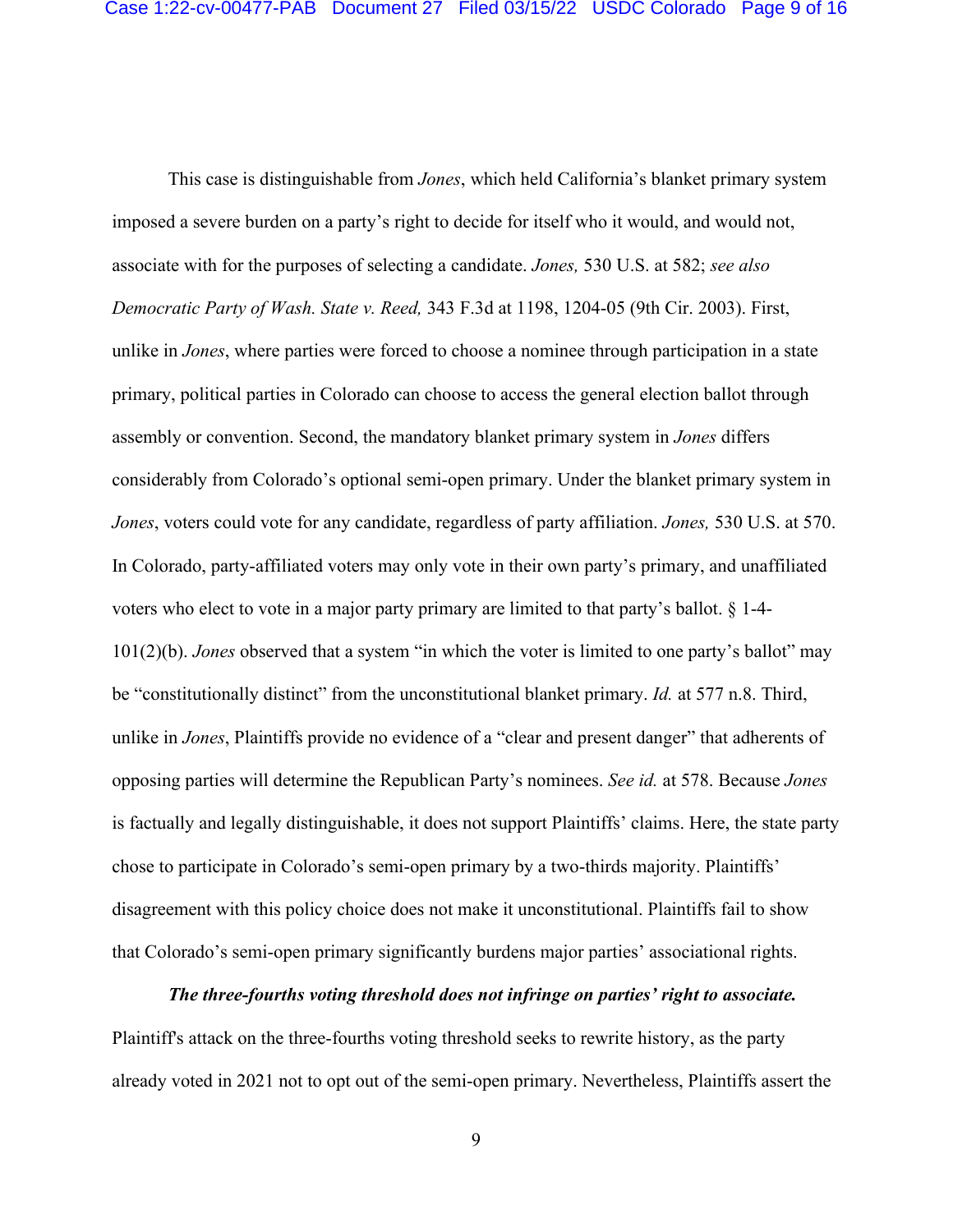This case is distinguishable from *Jones*, which held California's blanket primary system imposed a severe burden on a party's right to decide for itself who it would, and would not, associate with for the purposes of selecting a candidate. *Jones,* 530 U.S. at 582; *see also Democratic Party of Wash. State v. Reed,* 343 F.3d at 1198, 1204-05 (9th Cir. 2003). First, unlike in *Jones*, where parties were forced to choose a nominee through participation in a state primary, political parties in Colorado can choose to access the general election ballot through assembly or convention. Second, the mandatory blanket primary system in *Jones* differs considerably from Colorado's optional semi-open primary. Under the blanket primary system in *Jones*, voters could vote for any candidate, regardless of party affiliation. *Jones,* 530 U.S. at 570. In Colorado, party-affiliated voters may only vote in their own party's primary, and unaffiliated voters who elect to vote in a major party primary are limited to that party's ballot. § 1-4-101(2)(b). *Jones* observed that a system "in which the voter is limited to one party's ballot" may be "constitutionally distinct" from the unconstitutional blanket primary. *Id.* at 577 n.8. Third, unlike in *Jones*, Plaintiffs provide no evidence of a "clear and present danger" that adherents of opposing parties will determine the Republican Party's nominees. *See id.* at 578. Because *Jones* is factually and legally distinguishable, it does not support Plaintiffs' claims. Here, the state party chose to participate in Colorado's semi-open primary by a two-thirds majority. Plaintiffs' disagreement with this policy choice does not make it unconstitutional. Plaintiffs fail to show that Colorado's semi-open primary significantly burdens major parties' associational rights.

***The three-fourths voting threshold does not infringe on parties' right to associate.*** Plaintiff's attack on the three-fourths voting threshold seeks to rewrite history, as the party already voted in 2021 not to opt out of the semi-open primary. Nevertheless, Plaintiffs assert the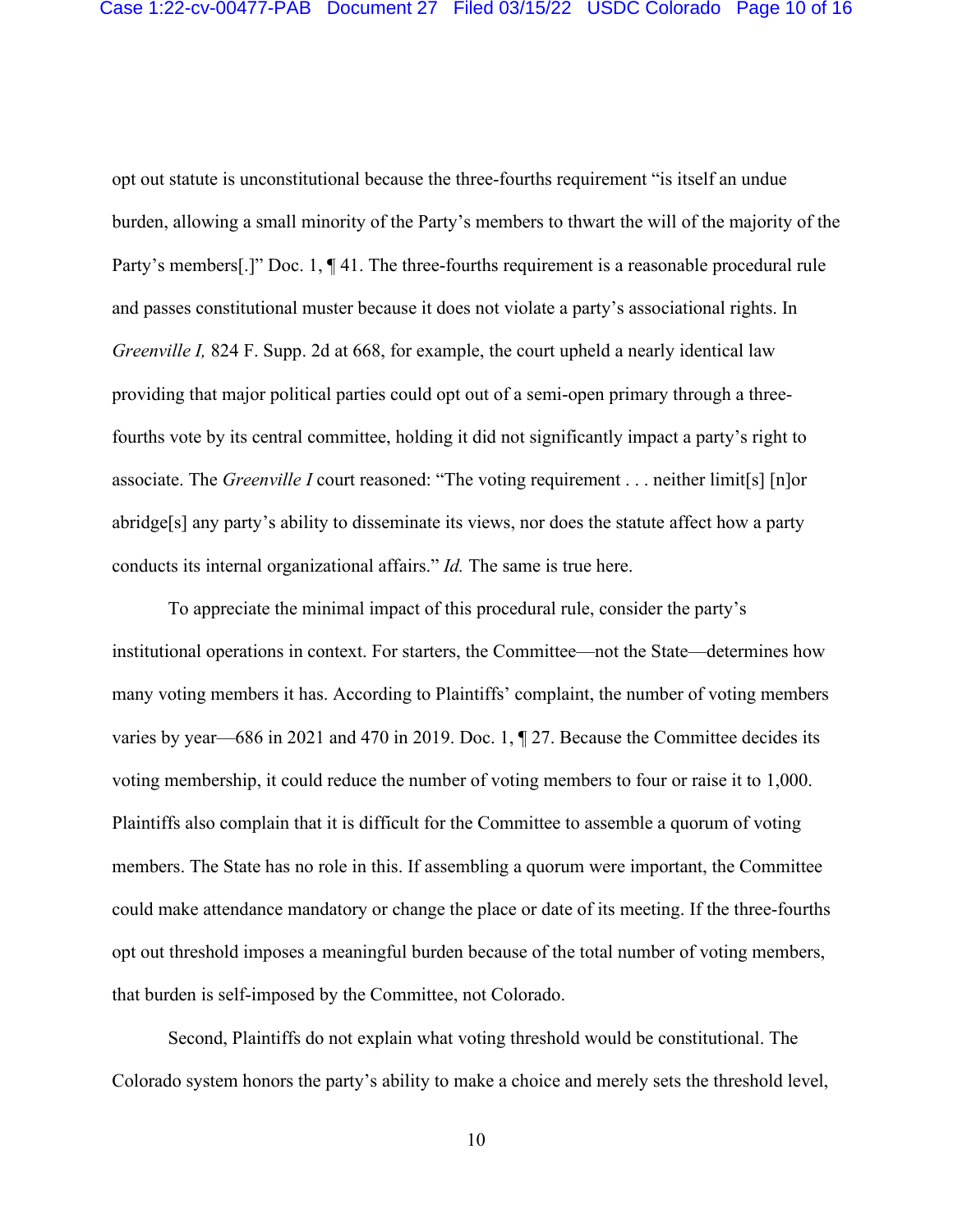opt out statute is unconstitutional because the three-fourths requirement "is itself an undue burden, allowing a small minority of the Party's members to thwart the will of the majority of the Party's members[.]" Doc. 1, ¶ 41. The three-fourths requirement is a reasonable procedural rule and passes constitutional muster because it does not violate a party's associational rights. In *Greenville I,* 824 F. Supp. 2d at 668, for example, the court upheld a nearly identical law providing that major political parties could opt out of a semi-open primary through a three-fourths vote by its central committee, holding it did not significantly impact a party's right to associate. The *Greenville I* court reasoned: "The voting requirement . . . neither limit[s] [n]or abridge[s] any party's ability to disseminate its views, nor does the statute affect how a party conducts its internal organizational affairs." *Id.* The same is true here.

To appreciate the minimal impact of this procedural rule, consider the party's institutional operations in context. For starters, the Committee—not the State—determines how many voting members it has. According to Plaintiffs' complaint, the number of voting members varies by year—686 in 2021 and 470 in 2019. Doc. 1, ¶ 27. Because the Committee decides its voting membership, it could reduce the number of voting members to four or raise it to 1,000. Plaintiffs also complain that it is difficult for the Committee to assemble a quorum of voting members. The State has no role in this. If assembling a quorum were important, the Committee could make attendance mandatory or change the place or date of its meeting. If the three-fourths opt out threshold imposes a meaningful burden because of the total number of voting members, that burden is self-imposed by the Committee, not Colorado.

Second, Plaintiffs do not explain what voting threshold would be constitutional. The Colorado system honors the party's ability to make a choice and merely sets the threshold level,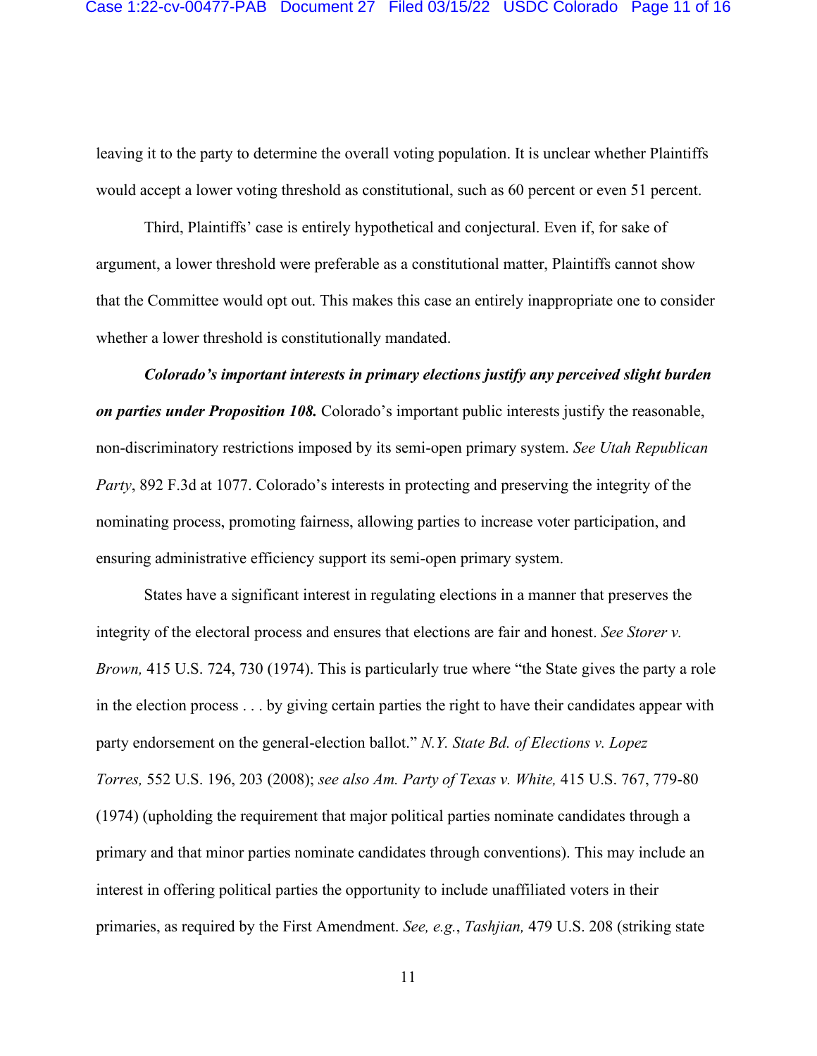leaving it to the party to determine the overall voting population. It is unclear whether Plaintiffs would accept a lower voting threshold as constitutional, such as 60 percent or even 51 percent.

Third, Plaintiffs' case is entirely hypothetical and conjectural. Even if, for sake of argument, a lower threshold were preferable as a constitutional matter, Plaintiffs cannot show that the Committee would opt out. This makes this case an entirely inappropriate one to consider whether a lower threshold is constitutionally mandated.

***Colorado's important interests in primary elections justify any perceived slight burden on parties under Proposition 108.*** Colorado's important public interests justify the reasonable, non-discriminatory restrictions imposed by its semi-open primary system. *See Utah Republican Party*, 892 F.3d at 1077. Colorado's interests in protecting and preserving the integrity of the nominating process, promoting fairness, allowing parties to increase voter participation, and ensuring administrative efficiency support its semi-open primary system.

States have a significant interest in regulating elections in a manner that preserves the integrity of the electoral process and ensures that elections are fair and honest. *See Storer v. Brown,* 415 U.S. 724, 730 (1974). This is particularly true where "the State gives the party a role in the election process . . . by giving certain parties the right to have their candidates appear with party endorsement on the general-election ballot." *N.Y. State Bd. of Elections v. Lopez Torres,* 552 U.S. 196, 203 (2008); *see also Am. Party of Texas v. White,* 415 U.S. 767, 779-80 (1974) (upholding the requirement that major political parties nominate candidates through a primary and that minor parties nominate candidates through conventions). This may include an interest in offering political parties the opportunity to include unaffiliated voters in their primaries, as required by the First Amendment. *See, e.g.*, *Tashjian,* 479 U.S. 208 (striking state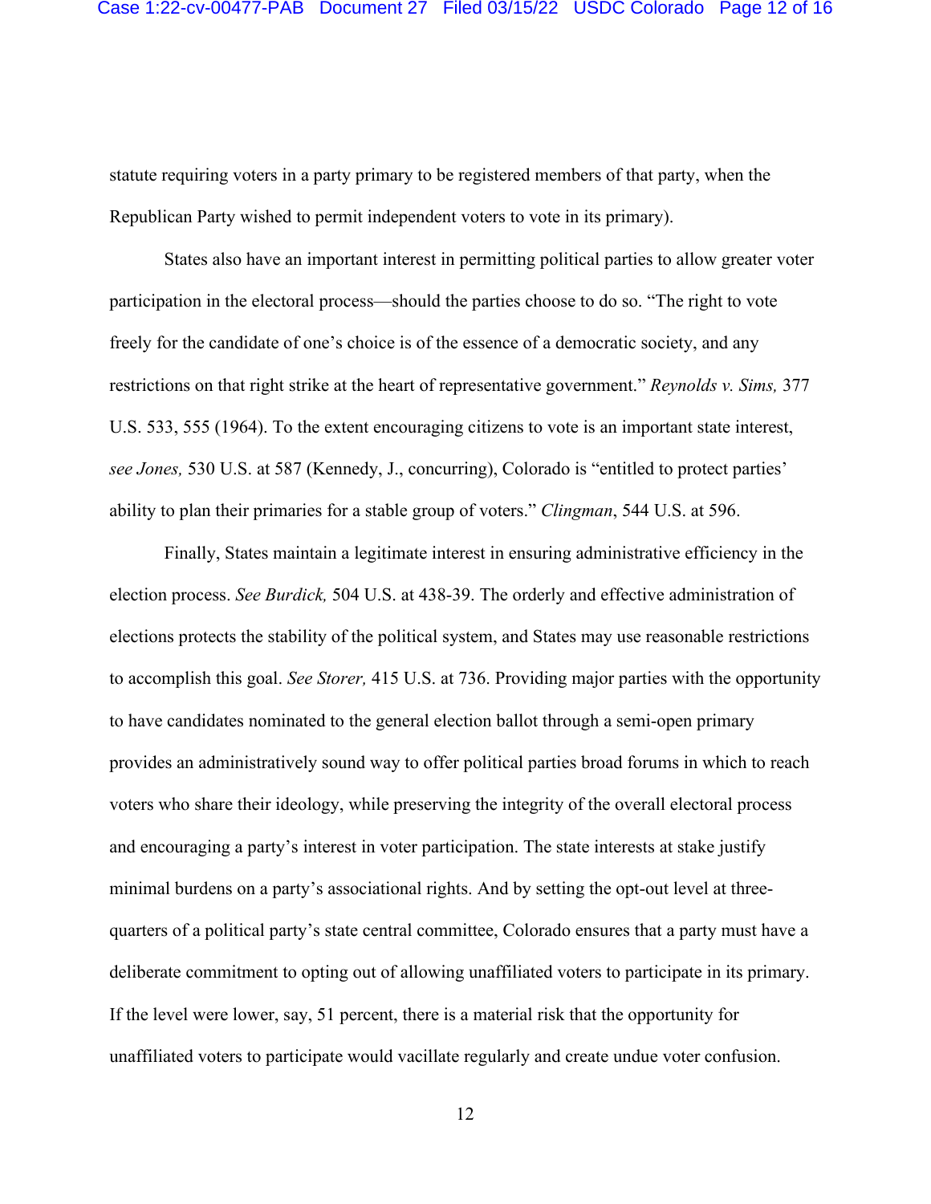statute requiring voters in a party primary to be registered members of that party, when the Republican Party wished to permit independent voters to vote in its primary).

States also have an important interest in permitting political parties to allow greater voter participation in the electoral process—should the parties choose to do so. "The right to vote freely for the candidate of one's choice is of the essence of a democratic society, and any restrictions on that right strike at the heart of representative government." *Reynolds v. Sims,* 377 U.S. 533, 555 (1964). To the extent encouraging citizens to vote is an important state interest, *see Jones,* 530 U.S. at 587 (Kennedy, J., concurring), Colorado is "entitled to protect parties' ability to plan their primaries for a stable group of voters." *Clingman*, 544 U.S. at 596.

Finally, States maintain a legitimate interest in ensuring administrative efficiency in the election process. *See Burdick,* 504 U.S. at 438-39. The orderly and effective administration of elections protects the stability of the political system, and States may use reasonable restrictions to accomplish this goal. *See Storer,* 415 U.S. at 736. Providing major parties with the opportunity to have candidates nominated to the general election ballot through a semi-open primary provides an administratively sound way to offer political parties broad forums in which to reach voters who share their ideology, while preserving the integrity of the overall electoral process and encouraging a party's interest in voter participation. The state interests at stake justify minimal burdens on a party's associational rights. And by setting the opt-out level at three-quarters of a political party's state central committee, Colorado ensures that a party must have a deliberate commitment to opting out of allowing unaffiliated voters to participate in its primary. If the level were lower, say, 51 percent, there is a material risk that the opportunity for unaffiliated voters to participate would vacillate regularly and create undue voter confusion.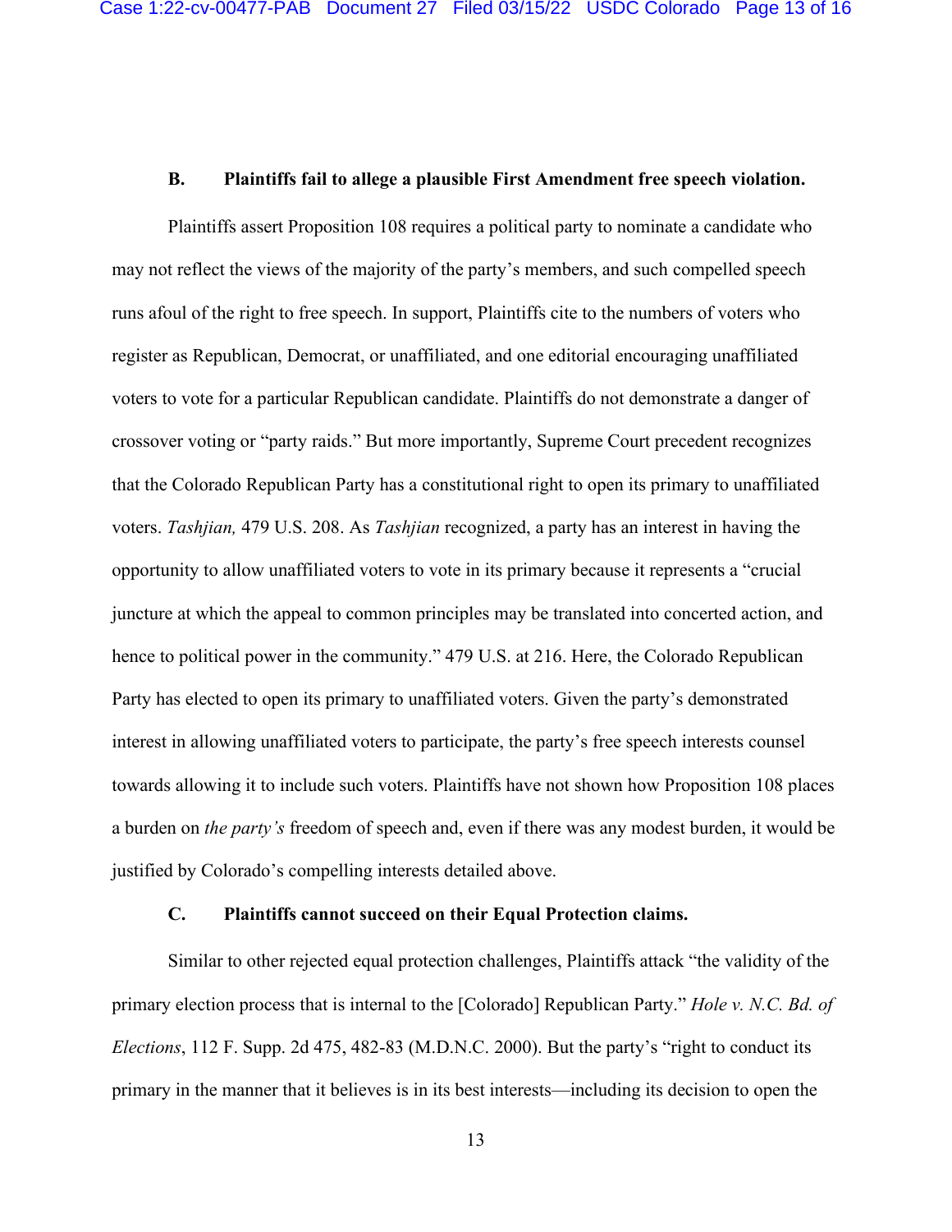### B. Plaintiffs fail to allege a plausible First Amendment free speech violation.

Plaintiffs assert Proposition 108 requires a political party to nominate a candidate who may not reflect the views of the majority of the party's members, and such compelled speech runs afoul of the right to free speech. In support, Plaintiffs cite to the numbers of voters who register as Republican, Democrat, or unaffiliated, and one editorial encouraging unaffiliated voters to vote for a particular Republican candidate. Plaintiffs do not demonstrate a danger of crossover voting or "party raids." But more importantly, Supreme Court precedent recognizes that the Colorado Republican Party has a constitutional right to open its primary to unaffiliated voters. *Tashjian,* 479 U.S. 208. As *Tashjian* recognized, a party has an interest in having the opportunity to allow unaffiliated voters to vote in its primary because it represents a "crucial juncture at which the appeal to common principles may be translated into concerted action, and hence to political power in the community." 479 U.S. at 216. Here, the Colorado Republican Party has elected to open its primary to unaffiliated voters. Given the party's demonstrated interest in allowing unaffiliated voters to participate, the party's free speech interests counsel towards allowing it to include such voters. Plaintiffs have not shown how Proposition 108 places a burden on *the party's* freedom of speech and, even if there was any modest burden, it would be justified by Colorado's compelling interests detailed above.

### C. Plaintiffs cannot succeed on their Equal Protection claims.

Similar to other rejected equal protection challenges, Plaintiffs attack "the validity of the primary election process that is internal to the [Colorado] Republican Party." *Hole v. N.C. Bd. of Elections*, 112 F. Supp. 2d 475, 482-83 (M.D.N.C. 2000). But the party's "right to conduct its primary in the manner that it believes is in its best interests—including its decision to open the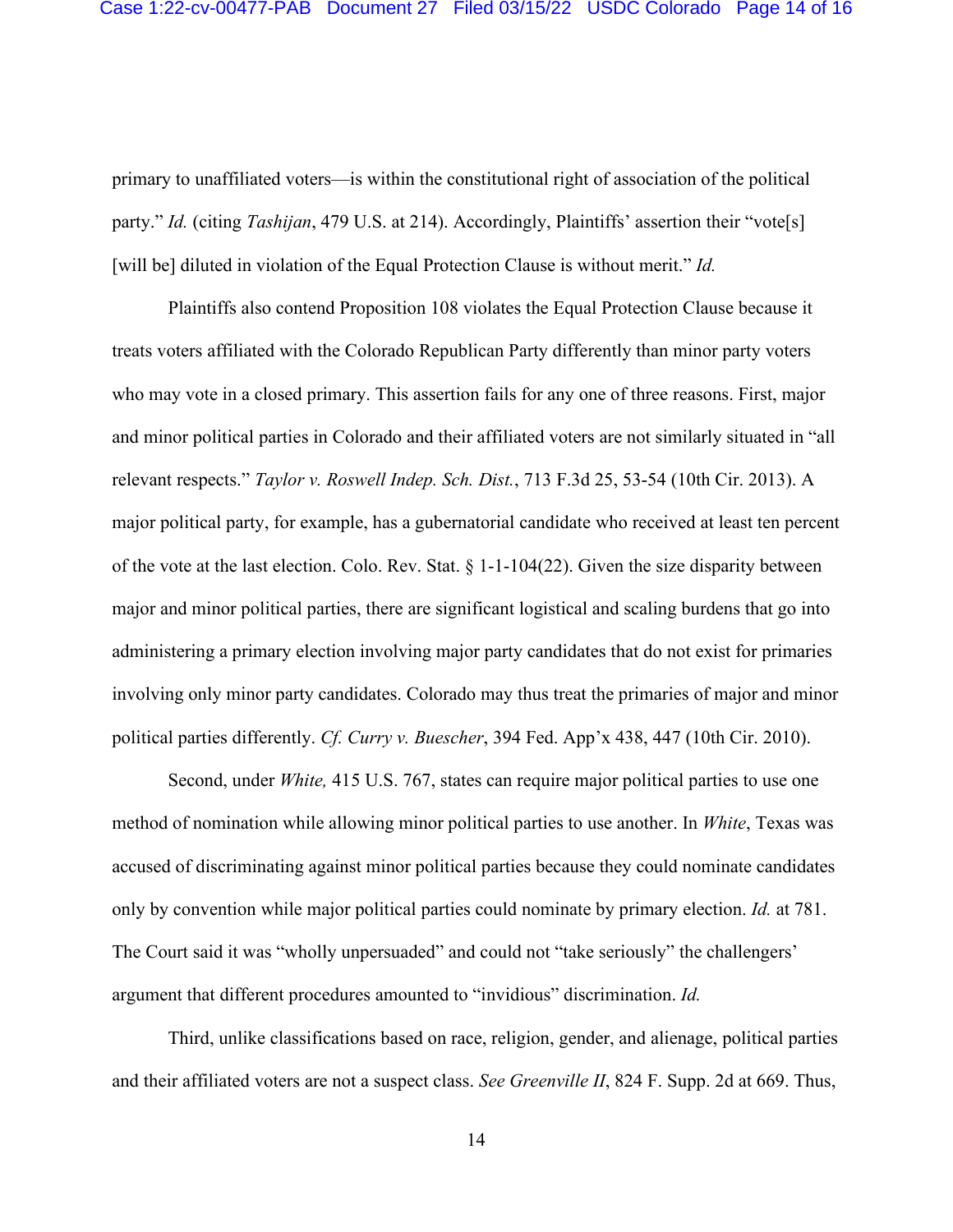primary to unaffiliated voters—is within the constitutional right of association of the political party." *Id.* (citing *Tashijan*, 479 U.S. at 214). Accordingly, Plaintiffs' assertion their "vote[s] [will be] diluted in violation of the Equal Protection Clause is without merit." *Id.*

Plaintiffs also contend Proposition 108 violates the Equal Protection Clause because it treats voters affiliated with the Colorado Republican Party differently than minor party voters who may vote in a closed primary. This assertion fails for any one of three reasons. First, major and minor political parties in Colorado and their affiliated voters are not similarly situated in "all relevant respects." *Taylor v. Roswell Indep. Sch. Dist.*, 713 F.3d 25, 53-54 (10th Cir. 2013). A major political party, for example, has a gubernatorial candidate who received at least ten percent of the vote at the last election. Colo. Rev. Stat. § 1-1-104(22). Given the size disparity between major and minor political parties, there are significant logistical and scaling burdens that go into administering a primary election involving major party candidates that do not exist for primaries involving only minor party candidates. Colorado may thus treat the primaries of major and minor political parties differently. *Cf. Curry v. Buescher*, 394 Fed. App'x 438, 447 (10th Cir. 2010).

Second, under *White,* 415 U.S. 767, states can require major political parties to use one method of nomination while allowing minor political parties to use another. In *White*, Texas was accused of discriminating against minor political parties because they could nominate candidates only by convention while major political parties could nominate by primary election. *Id.* at 781. The Court said it was "wholly unpersuaded" and could not "take seriously" the challengers' argument that different procedures amounted to "invidious" discrimination. *Id.*

Third, unlike classifications based on race, religion, gender, and alienage, political parties and their affiliated voters are not a suspect class. *See Greenville II*, 824 F. Supp. 2d at 669. Thus,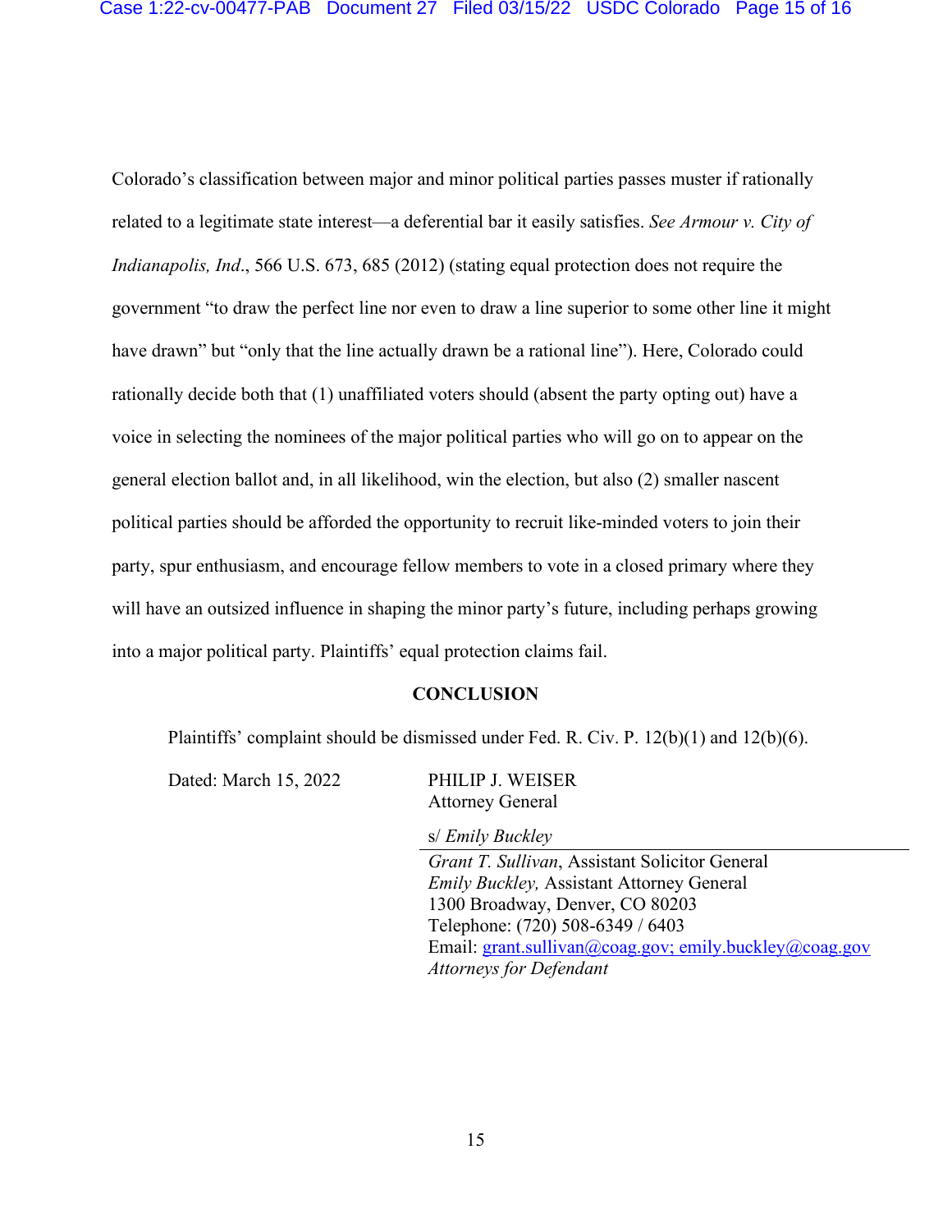Colorado's classification between major and minor political parties passes muster if rationally related to a legitimate state interest—a deferential bar it easily satisfies. *See Armour v. City of Indianapolis, Ind.*, 566 U.S. 673, 685 (2012) (stating equal protection does not require the government "to draw the perfect line nor even to draw a line superior to some other line it might have drawn" but "only that the line actually drawn be a rational line"). Here, Colorado could rationally decide both that (1) unaffiliated voters should (absent the party opting out) have a voice in selecting the nominees of the major political parties who will go on to appear on the general election ballot and, in all likelihood, win the election, but also (2) smaller nascent political parties should be afforded the opportunity to recruit like-minded voters to join their party, spur enthusiasm, and encourage fellow members to vote in a closed primary where they will have an outsized influence in shaping the minor party's future, including perhaps growing into a major political party. Plaintiffs' equal protection claims fail.

## CONCLUSION

Plaintiffs' complaint should be dismissed under Fed. R. Civ. P. 12(b)(1) and 12(b)(6).

Dated: March 15, 2022

PHILIP J. WEISER
Attorney General

s/ *Emily Buckley*

*Grant T. Sullivan*, Assistant Solicitor General
*Emily Buckley,* Assistant Attorney General
1300 Broadway, Denver, CO 80203
Telephone: (720) 508-6349 / 6403
Email: grant.sullivan@coag.gov; emily.buckley@coag.gov
*Attorneys for Defendant*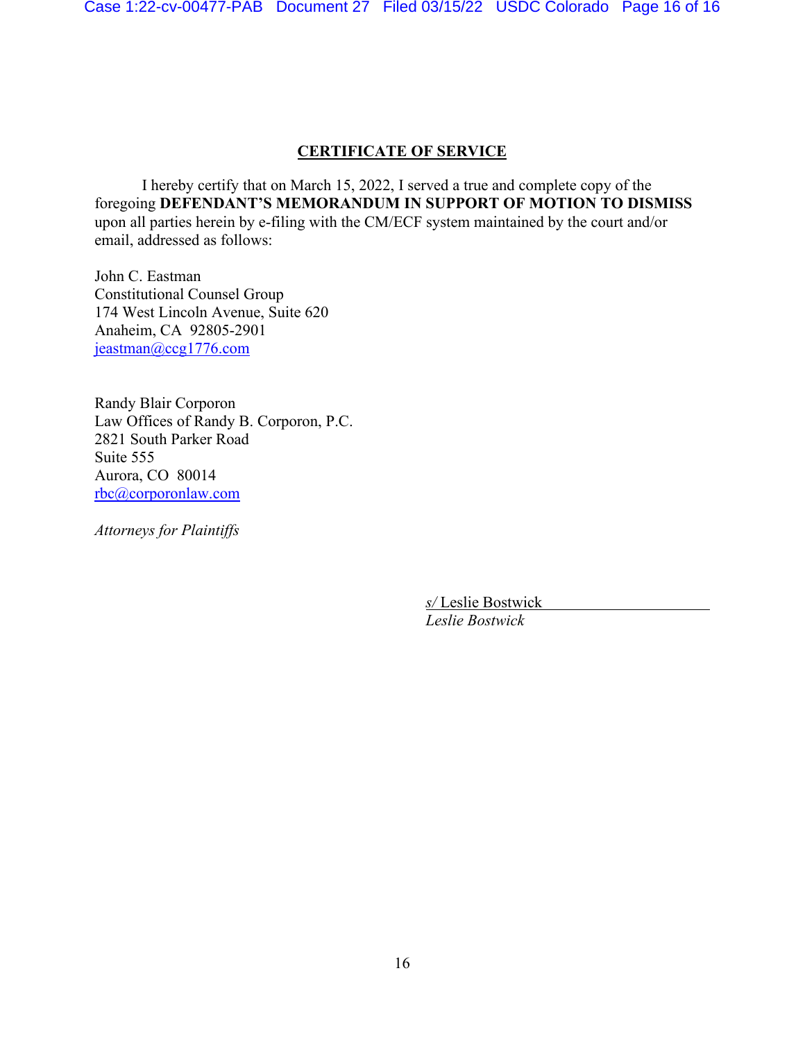## CERTIFICATE OF SERVICE

I hereby certify that on March 15, 2022, I served a true and complete copy of the foregoing **DEFENDANT'S MEMORANDUM IN SUPPORT OF MOTION TO DISMISS** upon all parties herein by e-filing with the CM/ECF system maintained by the court and/or email, addressed as follows:

John C. Eastman
Constitutional Counsel Group
174 West Lincoln Avenue, Suite 620
Anaheim, CA 92805-2901
jeastman@ccg1776.com

Randy Blair Corporon
Law Offices of Randy B. Corporon, P.C.
2821 South Parker Road
Suite 555
Aurora, CO 80014
rbc@corporonlaw.com

*Attorneys for Plaintiffs*

*s/* Leslie Bostwick
*Leslie Bostwick*